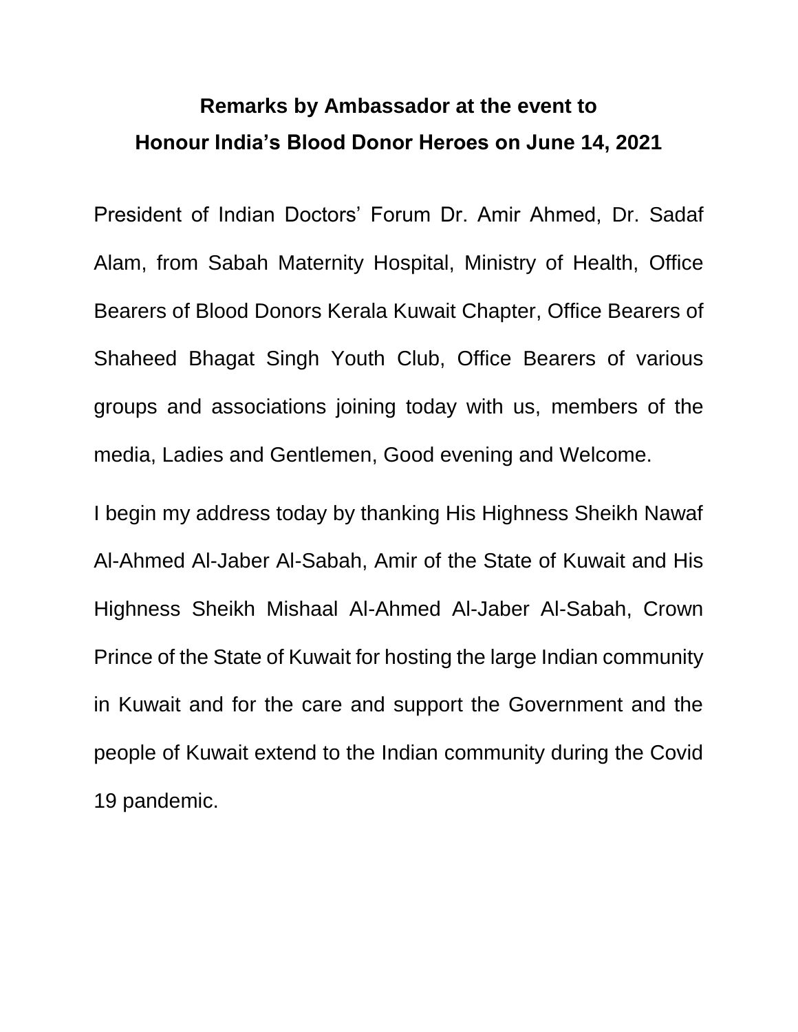# Remarks by Ambassador at the event to Honour India's Blood Donor Heroes on June 14, 2021

President of Indian Doctors' Forum Dr. Amir Ahmed, Dr. Sadaf Alam, from Sabah Maternity Hospital, Ministry of Health, Office Bearers of Blood Donors Kerala Kuwait Chapter, Office Bearers of Shaheed Bhagat Singh Youth Club, Office Bearers of various groups and associations joining today with us, members of the media, Ladies and Gentlemen, Good evening and Welcome.

I begin my address today by thanking His Highness Sheikh Nawaf Al-Ahmed Al-Jaber Al-Sabah, Amir of the State of Kuwait and His Highness Sheikh Mishaal Al-Ahmed Al-Jaber Al-Sabah, Crown Prince of the State of Kuwait for hosting the large Indian community in Kuwait and for the care and support the Government and the people of Kuwait extend to the Indian community during the Covid 19 pandemic.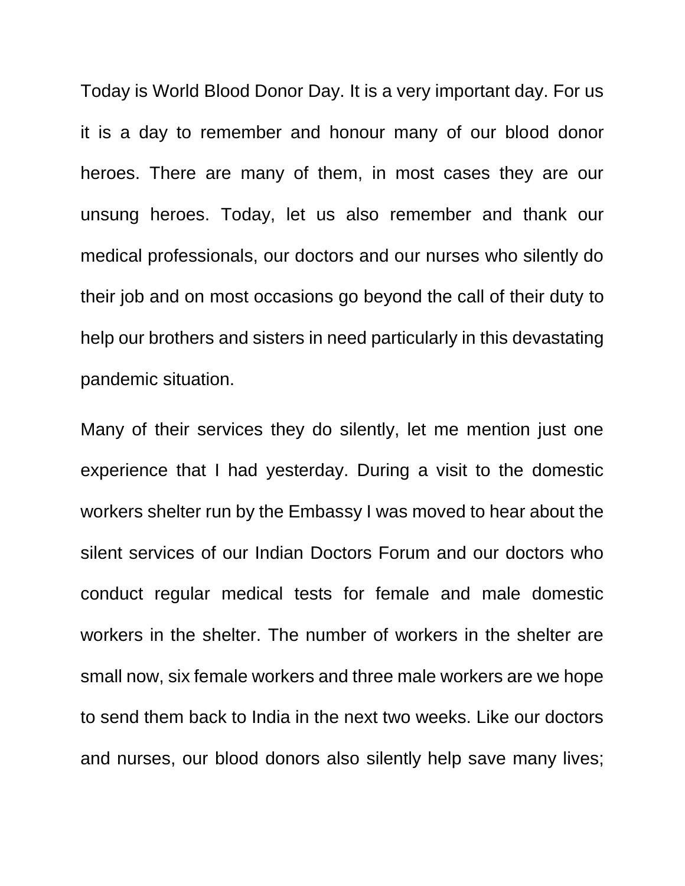Today is World Blood Donor Day. It is a very important day. For us it is a day to remember and honour many of our blood donor heroes. There are many of them, in most cases they are our unsung heroes. Today, let us also remember and thank our medical professionals, our doctors and our nurses who silently do their job and on most occasions go beyond the call of their duty to help our brothers and sisters in need particularly in this devastating pandemic situation.

Many of their services they do silently, let me mention just one experience that I had yesterday. During a visit to the domestic workers shelter run by the Embassy I was moved to hear about the silent services of our Indian Doctors Forum and our doctors who conduct regular medical tests for female and male domestic workers in the shelter. The number of workers in the shelter are small now, six female workers and three male workers are we hope to send them back to India in the next two weeks. Like our doctors and nurses, our blood donors also silently help save many lives;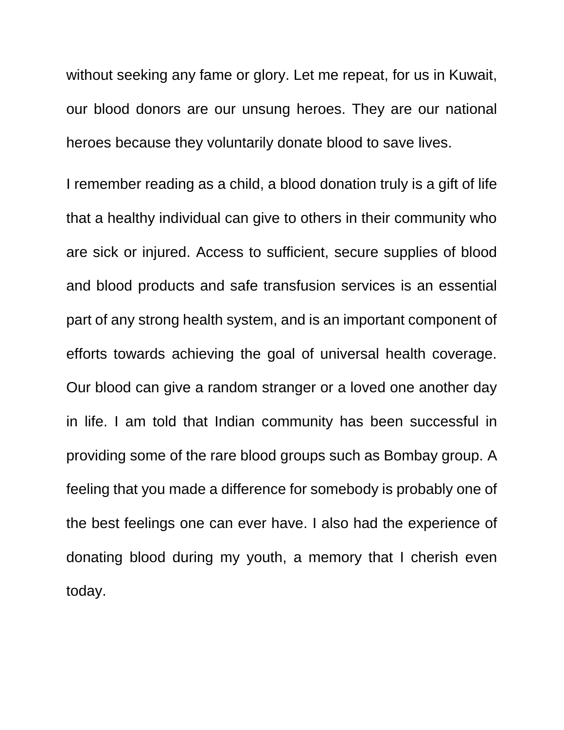without seeking any fame or glory. Let me repeat, for us in Kuwait, our blood donors are our unsung heroes. They are our national heroes because they voluntarily donate blood to save lives.

I remember reading as a child, a blood donation truly is a gift of life that a healthy individual can give to others in their community who are sick or injured. Access to sufficient, secure supplies of blood and blood products and safe transfusion services is an essential part of any strong health system, and is an important component of efforts towards achieving the goal of universal health coverage. Our blood can give a random stranger or a loved one another day in life. I am told that Indian community has been successful in providing some of the rare blood groups such as Bombay group. A feeling that you made a difference for somebody is probably one of the best feelings one can ever have. I also had the experience of donating blood during my youth, a memory that I cherish even today.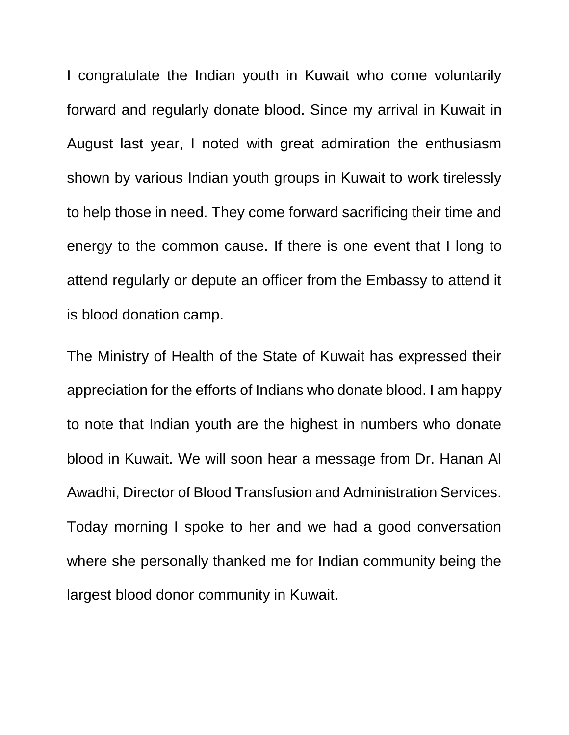I congratulate the Indian youth in Kuwait who come voluntarily forward and regularly donate blood. Since my arrival in Kuwait in August last year, I noted with great admiration the enthusiasm shown by various Indian youth groups in Kuwait to work tirelessly to help those in need. They come forward sacrificing their time and energy to the common cause. If there is one event that I long to attend regularly or depute an officer from the Embassy to attend it is blood donation camp.

The Ministry of Health of the State of Kuwait has expressed their appreciation for the efforts of Indians who donate blood. I am happy to note that Indian youth are the highest in numbers who donate blood in Kuwait. We will soon hear a message from Dr. Hanan Al Awadhi, Director of Blood Transfusion and Administration Services. Today morning I spoke to her and we had a good conversation where she personally thanked me for Indian community being the largest blood donor community in Kuwait.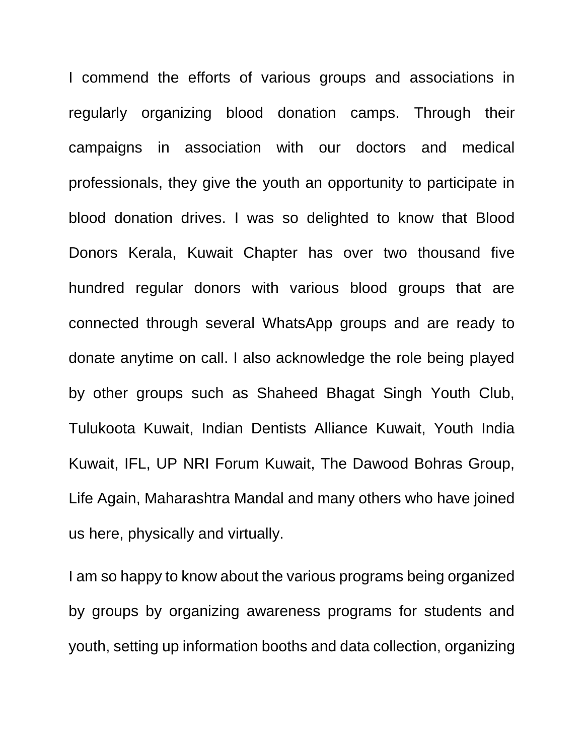I commend the efforts of various groups and associations in regularly organizing blood donation camps. Through their campaigns in association with our doctors and medical professionals, they give the youth an opportunity to participate in blood donation drives. I was so delighted to know that Blood Donors Kerala, Kuwait Chapter has over two thousand five hundred regular donors with various blood groups that are connected through several WhatsApp groups and are ready to donate anytime on call. I also acknowledge the role being played by other groups such as Shaheed Bhagat Singh Youth Club, Tulukoota Kuwait, Indian Dentists Alliance Kuwait, Youth India Kuwait, IFL, UP NRI Forum Kuwait, The Dawood Bohras Group, Life Again, Maharashtra Mandal and many others who have joined us here, physically and virtually.

I am so happy to know about the various programs being organized by groups by organizing awareness programs for students and youth, setting up information booths and data collection, organizing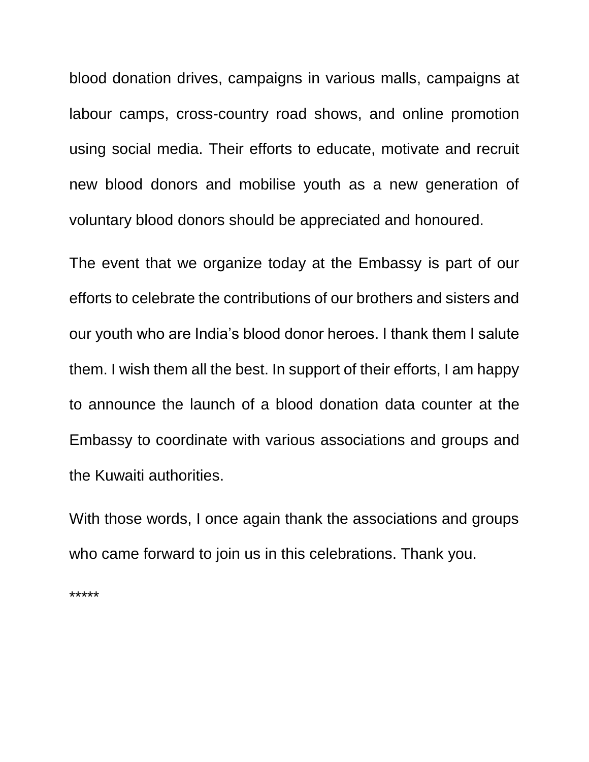blood donation drives, campaigns in various malls, campaigns at labour camps, cross-country road shows, and online promotion using social media. Their efforts to educate, motivate and recruit new blood donors and mobilise youth as a new generation of voluntary blood donors should be appreciated and honoured.

The event that we organize today at the Embassy is part of our efforts to celebrate the contributions of our brothers and sisters and our youth who are India's blood donor heroes. I thank them I salute them. I wish them all the best. In support of their efforts, I am happy to announce the launch of a blood donation data counter at the Embassy to coordinate with various associations and groups and the Kuwaiti authorities.

With those words, I once again thank the associations and groups who came forward to join us in this celebrations. Thank you.

*****